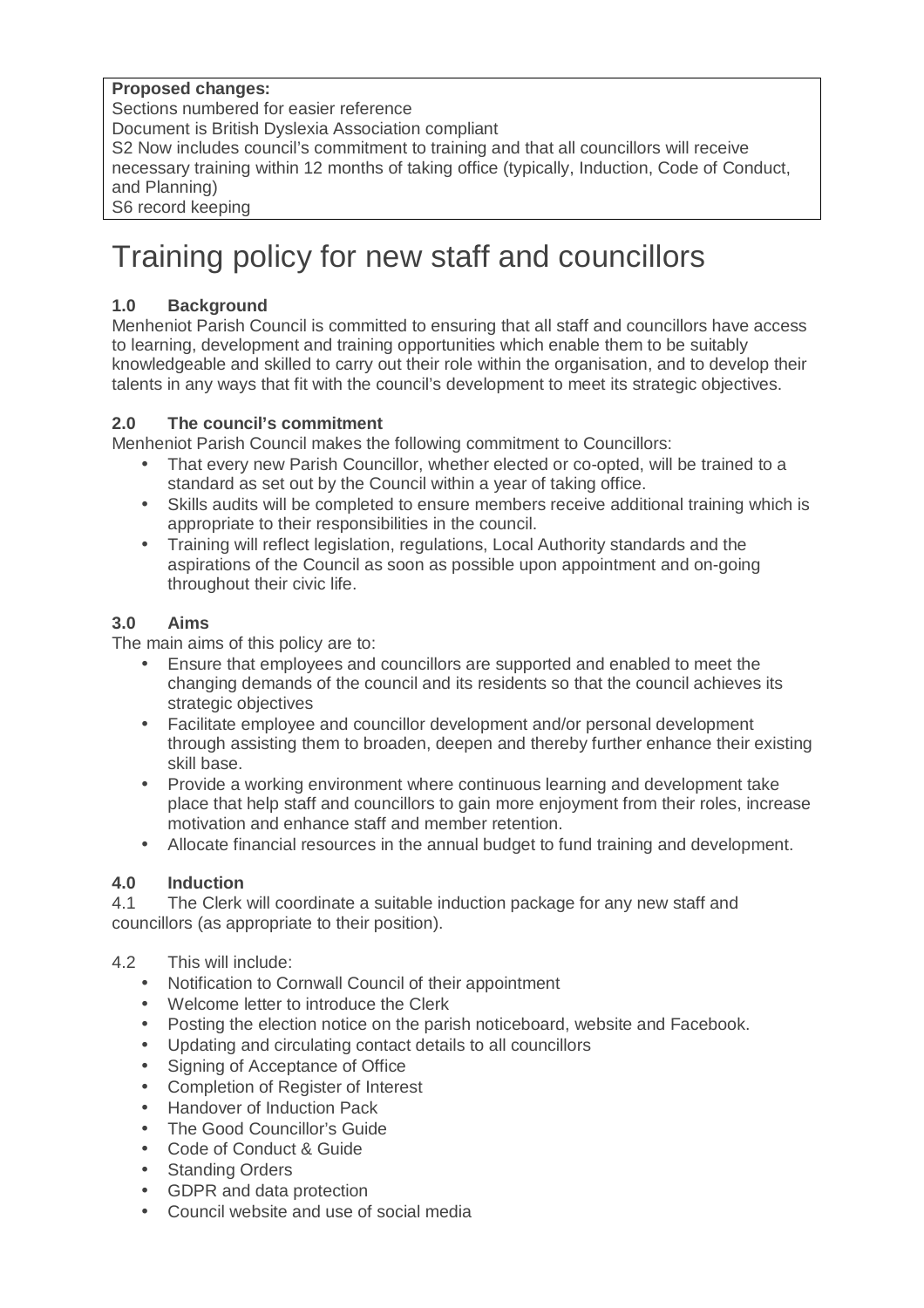**Proposed changes:**
Sections numbered for easier reference
Document is British Dyslexia Association compliant
S2 Now includes council's commitment to training and that all councillors will receive necessary training within 12 months of taking office (typically, Induction, Code of Conduct, and Planning)
S6 record keeping

# Training policy for new staff and councillors

## 1.0 Background

Menheniot Parish Council is committed to ensuring that all staff and councillors have access to learning, development and training opportunities which enable them to be suitably knowledgeable and skilled to carry out their role within the organisation, and to develop their talents in any ways that fit with the council's development to meet its strategic objectives.

## 2.0 The council's commitment

Menheniot Parish Council makes the following commitment to Councillors:

- That every new Parish Councillor, whether elected or co-opted, will be trained to a standard as set out by the Council within a year of taking office.
- Skills audits will be completed to ensure members receive additional training which is appropriate to their responsibilities in the council.
- Training will reflect legislation, regulations, Local Authority standards and the aspirations of the Council as soon as possible upon appointment and on-going throughout their civic life.

## 3.0 Aims

The main aims of this policy are to:

- Ensure that employees and councillors are supported and enabled to meet the changing demands of the council and its residents so that the council achieves its strategic objectives
- Facilitate employee and councillor development and/or personal development through assisting them to broaden, deepen and thereby further enhance their existing skill base.
- Provide a working environment where continuous learning and development take place that help staff and councillors to gain more enjoyment from their roles, increase motivation and enhance staff and member retention.
- Allocate financial resources in the annual budget to fund training and development.

## 4.0 Induction

4.1 The Clerk will coordinate a suitable induction package for any new staff and councillors (as appropriate to their position).

4.2 This will include:

- Notification to Cornwall Council of their appointment
- Welcome letter to introduce the Clerk
- Posting the election notice on the parish noticeboard, website and Facebook.
- Updating and circulating contact details to all councillors
- Signing of Acceptance of Office
- Completion of Register of Interest
- Handover of Induction Pack
- The Good Councillor's Guide
- Code of Conduct & Guide
- Standing Orders
- GDPR and data protection
- Council website and use of social media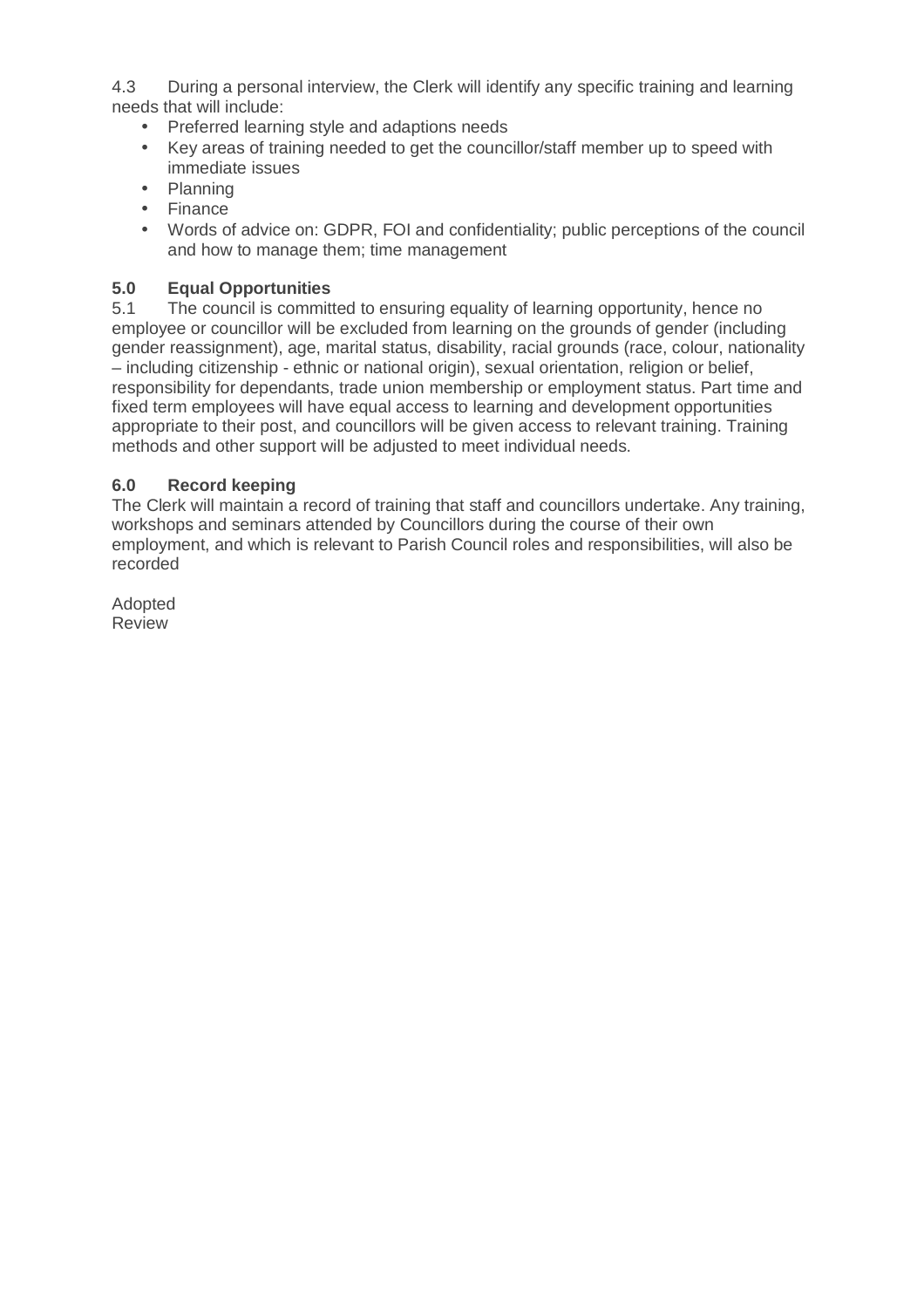4.3 During a personal interview, the Clerk will identify any specific training and learning needs that will include:

- Preferred learning style and adaptions needs
- Key areas of training needed to get the councillor/staff member up to speed with immediate issues
- Planning
- Finance
- Words of advice on: GDPR, FOI and confidentiality; public perceptions of the council and how to manage them; time management

## 5.0 Equal Opportunities

5.1 The council is committed to ensuring equality of learning opportunity, hence no employee or councillor will be excluded from learning on the grounds of gender (including gender reassignment), age, marital status, disability, racial grounds (race, colour, nationality – including citizenship - ethnic or national origin), sexual orientation, religion or belief, responsibility for dependants, trade union membership or employment status. Part time and fixed term employees will have equal access to learning and development opportunities appropriate to their post, and councillors will be given access to relevant training. Training methods and other support will be adjusted to meet individual needs.

## 6.0 Record keeping

The Clerk will maintain a record of training that staff and councillors undertake. Any training, workshops and seminars attended by Councillors during the course of their own employment, and which is relevant to Parish Council roles and responsibilities, will also be recorded

Adopted
Review